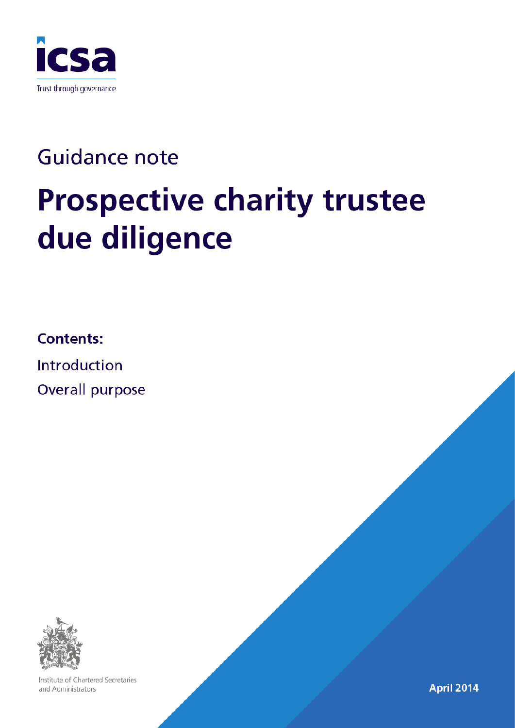icsa

Trust through governance

Guidance note

# Prospective charity trustee due diligence

**Contents:**

Introduction

Overall purpose

Institute of Chartered Secretaries and Administrators

**April 2014**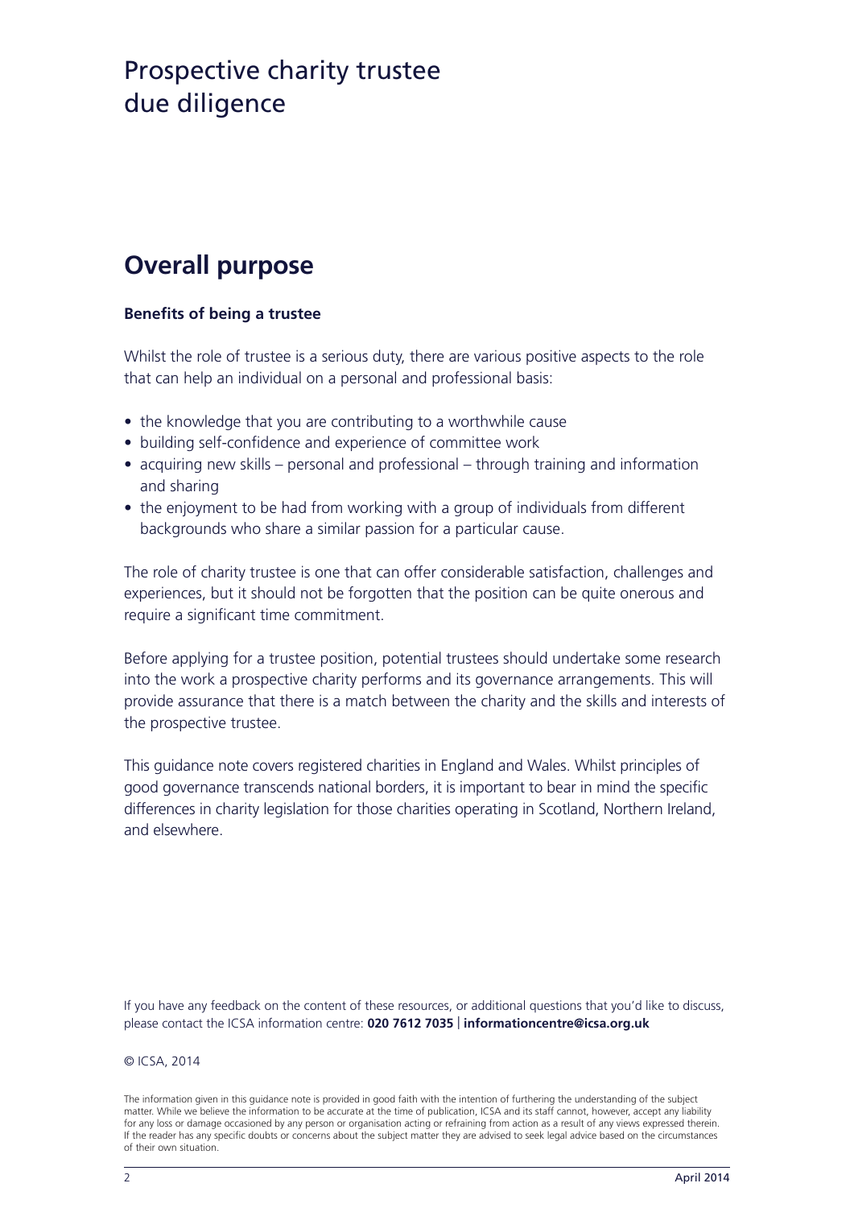# Prospective charity trustee due diligence

## Overall purpose

### Benefits of being a trustee

Whilst the role of trustee is a serious duty, there are various positive aspects to the role that can help an individual on a personal and professional basis:

- the knowledge that you are contributing to a worthwhile cause
- building self-confidence and experience of committee work
- acquiring new skills – personal and professional – through training and information and sharing
- the enjoyment to be had from working with a group of individuals from different backgrounds who share a similar passion for a particular cause.

The role of charity trustee is one that can offer considerable satisfaction, challenges and experiences, but it should not be forgotten that the position can be quite onerous and require a significant time commitment.

Before applying for a trustee position, potential trustees should undertake some research into the work a prospective charity performs and its governance arrangements. This will provide assurance that there is a match between the charity and the skills and interests of the prospective trustee.

This guidance note covers registered charities in England and Wales. Whilst principles of good governance transcends national borders, it is important to bear in mind the specific differences in charity legislation for those charities operating in Scotland, Northern Ireland, and elsewhere.

If you have any feedback on the content of these resources, or additional questions that you'd like to discuss, please contact the ICSA information centre: **020 7612 7035** | **informationcentre@icsa.org.uk**

© ICSA, 2014

The information given in this guidance note is provided in good faith with the intention of furthering the understanding of the subject matter. While we believe the information to be accurate at the time of publication, ICSA and its staff cannot, however, accept any liability for any loss or damage occasioned by any person or organisation acting or refraining from action as a result of any views expressed therein. If the reader has any specific doubts or concerns about the subject matter they are advised to seek legal advice based on the circumstances of their own situation.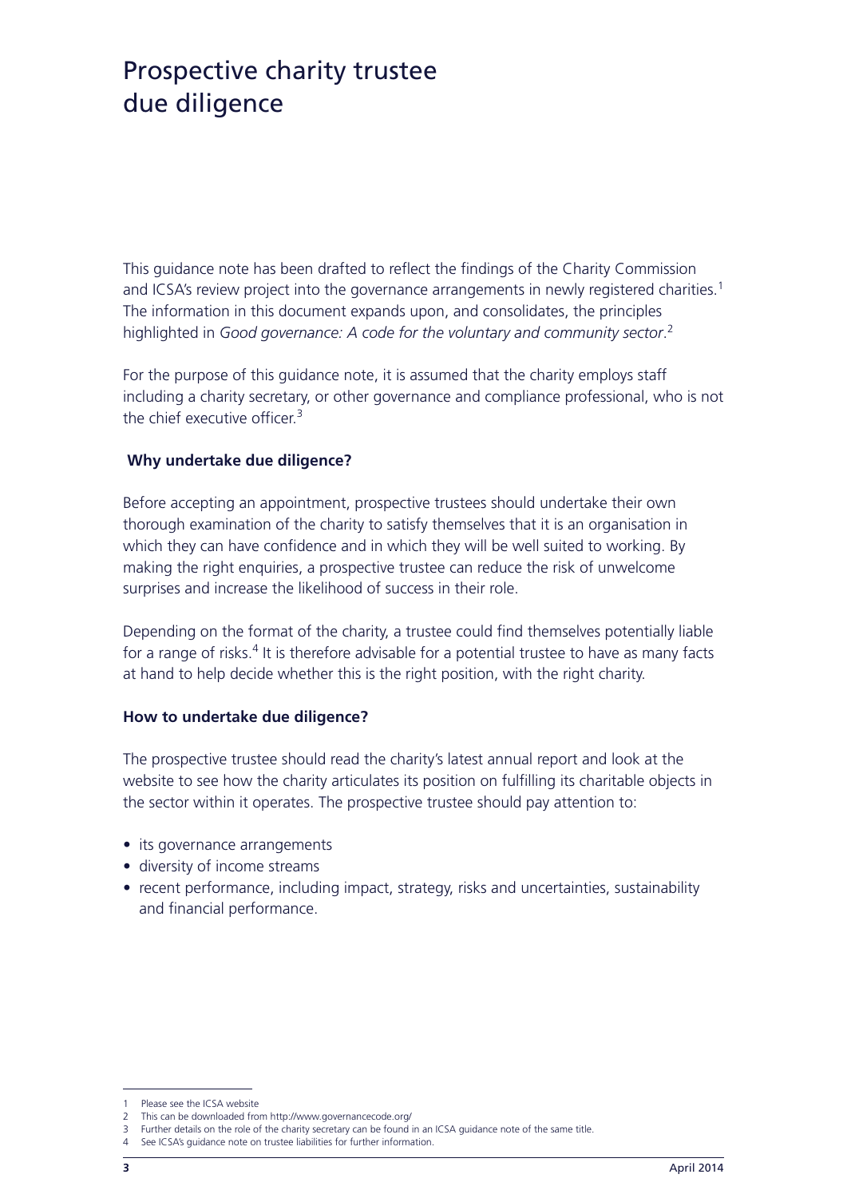# Prospective charity trustee due diligence

This guidance note has been drafted to reflect the findings of the Charity Commission and ICSA's review project into the governance arrangements in newly registered charities.[1] The information in this document expands upon, and consolidates, the principles highlighted in *Good governance: A code for the voluntary and community sector*.[2]

For the purpose of this guidance note, it is assumed that the charity employs staff including a charity secretary, or other governance and compliance professional, who is not the chief executive officer.[3]

**Why undertake due diligence?**

Before accepting an appointment, prospective trustees should undertake their own thorough examination of the charity to satisfy themselves that it is an organisation in which they can have confidence and in which they will be well suited to working. By making the right enquiries, a prospective trustee can reduce the risk of unwelcome surprises and increase the likelihood of success in their role.

Depending on the format of the charity, a trustee could find themselves potentially liable for a range of risks.[4] It is therefore advisable for a potential trustee to have as many facts at hand to help decide whether this is the right position, with the right charity.

**How to undertake due diligence?**

The prospective trustee should read the charity's latest annual report and look at the website to see how the charity articulates its position on fulfilling its charitable objects in the sector within it operates. The prospective trustee should pay attention to:

- its governance arrangements
- diversity of income streams
- recent performance, including impact, strategy, risks and uncertainties, sustainability and financial performance.

---

1 Please see the ICSA website
2 This can be downloaded from http://www.governancecode.org/
3 Further details on the role of the charity secretary can be found in an ICSA guidance note of the same title.
4 See ICSA's guidance note on trustee liabilities for further information.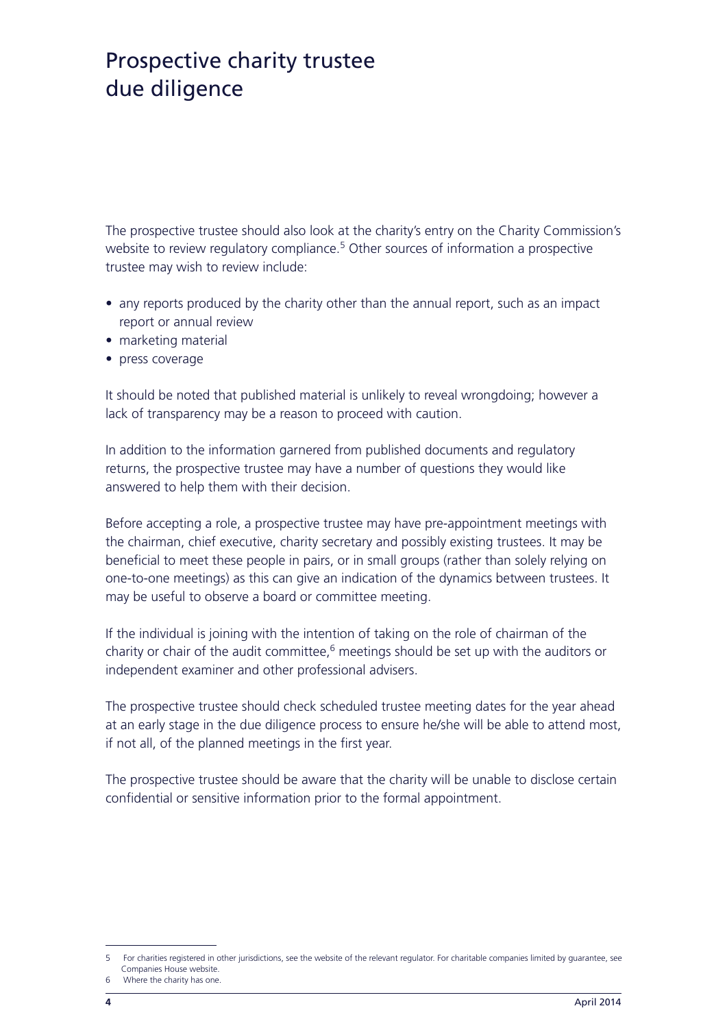# Prospective charity trustee due diligence

The prospective trustee should also look at the charity's entry on the Charity Commission's website to review regulatory compliance.[5] Other sources of information a prospective trustee may wish to review include:

- any reports produced by the charity other than the annual report, such as an impact report or annual review
- marketing material
- press coverage

It should be noted that published material is unlikely to reveal wrongdoing; however a lack of transparency may be a reason to proceed with caution.

In addition to the information garnered from published documents and regulatory returns, the prospective trustee may have a number of questions they would like answered to help them with their decision.

Before accepting a role, a prospective trustee may have pre-appointment meetings with the chairman, chief executive, charity secretary and possibly existing trustees. It may be beneficial to meet these people in pairs, or in small groups (rather than solely relying on one-to-one meetings) as this can give an indication of the dynamics between trustees. It may be useful to observe a board or committee meeting.

If the individual is joining with the intention of taking on the role of chairman of the charity or chair of the audit committee,[6] meetings should be set up with the auditors or independent examiner and other professional advisers.

The prospective trustee should check scheduled trustee meeting dates for the year ahead at an early stage in the due diligence process to ensure he/she will be able to attend most, if not all, of the planned meetings in the first year.

The prospective trustee should be aware that the charity will be unable to disclose certain confidential or sensitive information prior to the formal appointment.

---

5 For charities registered in other jurisdictions, see the website of the relevant regulator. For charitable companies limited by guarantee, see Companies House website.

6 Where the charity has one.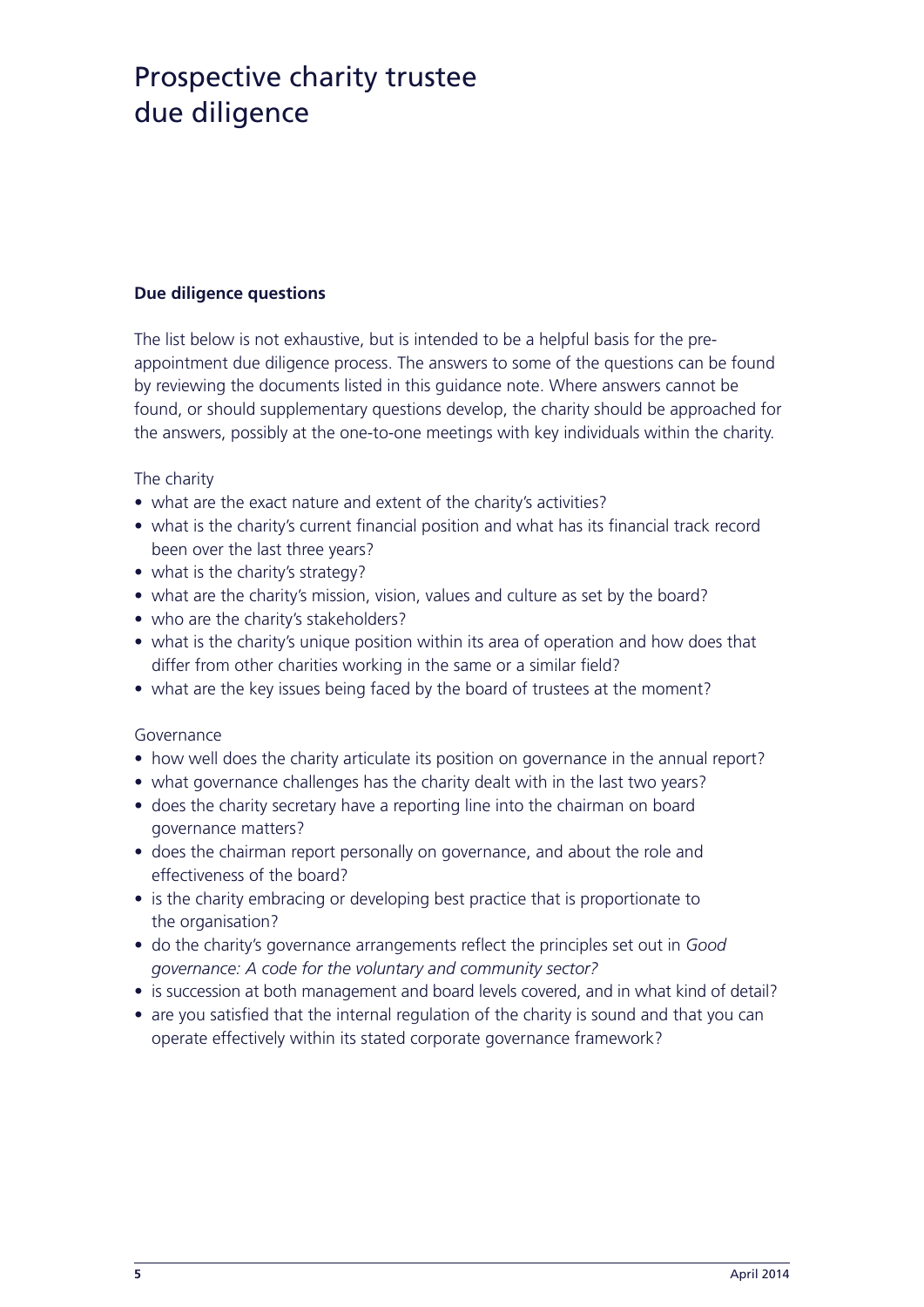# Prospective charity trustee due diligence

**Due diligence questions**

The list below is not exhaustive, but is intended to be a helpful basis for the pre-appointment due diligence process. The answers to some of the questions can be found by reviewing the documents listed in this guidance note. Where answers cannot be found, or should supplementary questions develop, the charity should be approached for the answers, possibly at the one-to-one meetings with key individuals within the charity.

The charity

- what are the exact nature and extent of the charity's activities?
- what is the charity's current financial position and what has its financial track record been over the last three years?
- what is the charity's strategy?
- what are the charity's mission, vision, values and culture as set by the board?
- who are the charity's stakeholders?
- what is the charity's unique position within its area of operation and how does that differ from other charities working in the same or a similar field?
- what are the key issues being faced by the board of trustees at the moment?

Governance

- how well does the charity articulate its position on governance in the annual report?
- what governance challenges has the charity dealt with in the last two years?
- does the charity secretary have a reporting line into the chairman on board governance matters?
- does the chairman report personally on governance, and about the role and effectiveness of the board?
- is the charity embracing or developing best practice that is proportionate to the organisation?
- do the charity's governance arrangements reflect the principles set out in *Good governance: A code for the voluntary and community sector?*
- is succession at both management and board levels covered, and in what kind of detail?
- are you satisfied that the internal regulation of the charity is sound and that you can operate effectively within its stated corporate governance framework?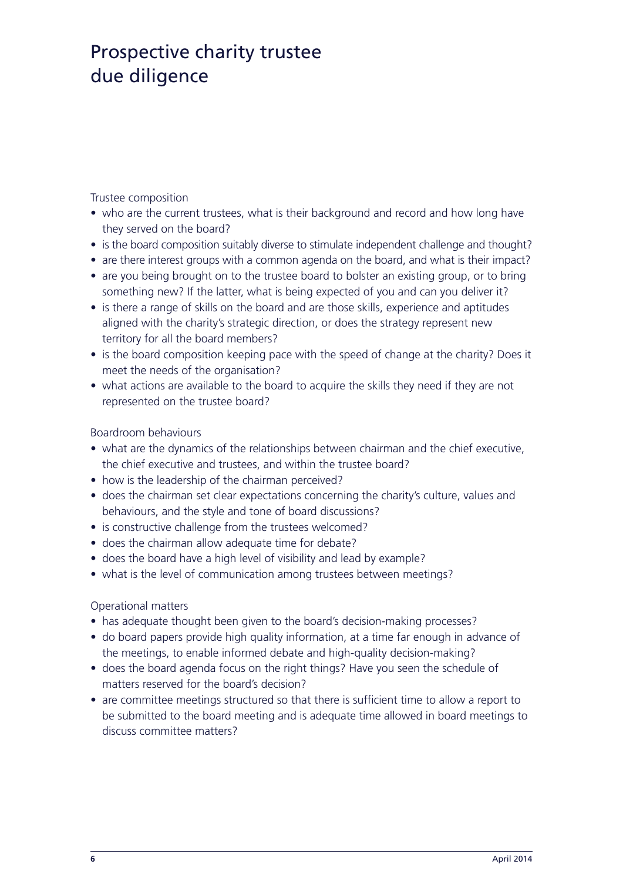# Prospective charity trustee due diligence

Trustee composition

- who are the current trustees, what is their background and record and how long have they served on the board?
- is the board composition suitably diverse to stimulate independent challenge and thought?
- are there interest groups with a common agenda on the board, and what is their impact?
- are you being brought on to the trustee board to bolster an existing group, or to bring something new? If the latter, what is being expected of you and can you deliver it?
- is there a range of skills on the board and are those skills, experience and aptitudes aligned with the charity's strategic direction, or does the strategy represent new territory for all the board members?
- is the board composition keeping pace with the speed of change at the charity? Does it meet the needs of the organisation?
- what actions are available to the board to acquire the skills they need if they are not represented on the trustee board?

Boardroom behaviours

- what are the dynamics of the relationships between chairman and the chief executive, the chief executive and trustees, and within the trustee board?
- how is the leadership of the chairman perceived?
- does the chairman set clear expectations concerning the charity's culture, values and behaviours, and the style and tone of board discussions?
- is constructive challenge from the trustees welcomed?
- does the chairman allow adequate time for debate?
- does the board have a high level of visibility and lead by example?
- what is the level of communication among trustees between meetings?

Operational matters

- has adequate thought been given to the board's decision-making processes?
- do board papers provide high quality information, at a time far enough in advance of the meetings, to enable informed debate and high-quality decision-making?
- does the board agenda focus on the right things? Have you seen the schedule of matters reserved for the board's decision?
- are committee meetings structured so that there is sufficient time to allow a report to be submitted to the board meeting and is adequate time allowed in board meetings to discuss committee matters?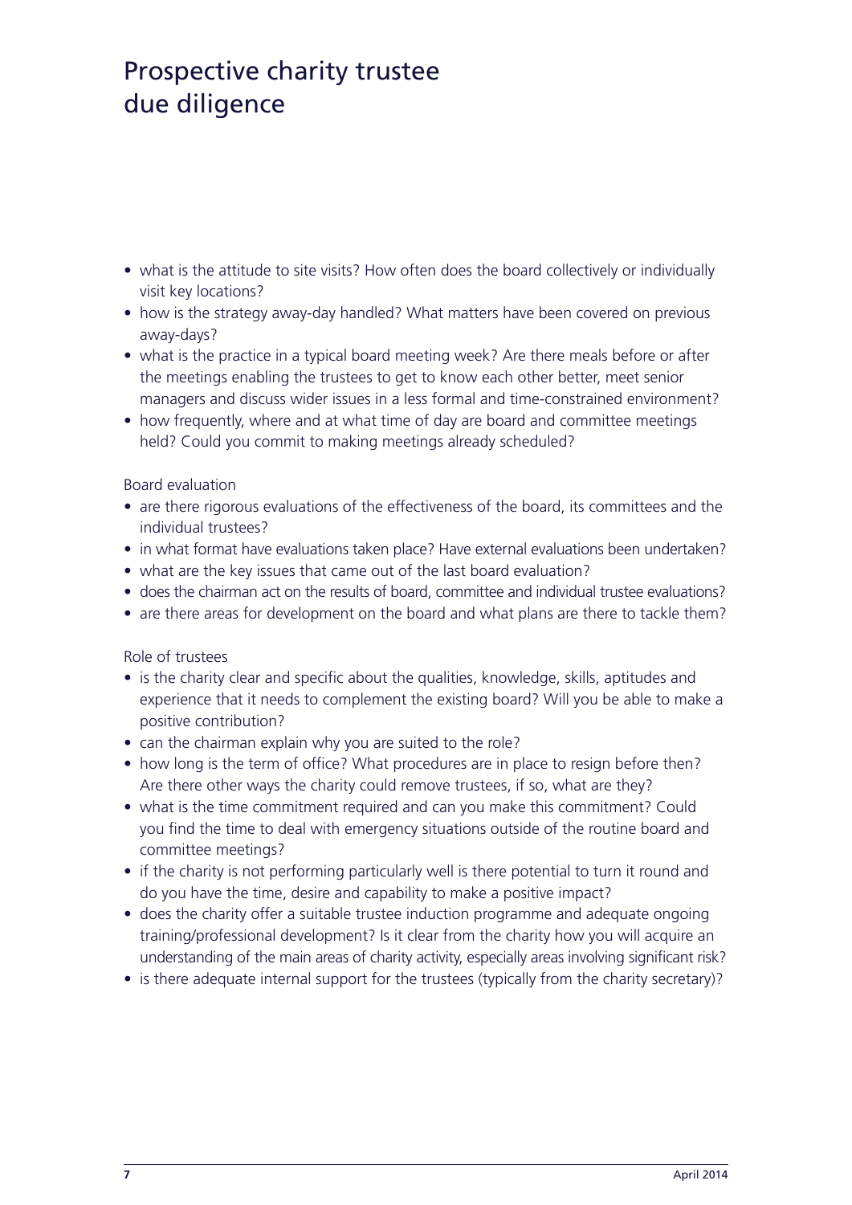# Prospective charity trustee due diligence

- what is the attitude to site visits? How often does the board collectively or individually visit key locations?
- how is the strategy away-day handled? What matters have been covered on previous away-days?
- what is the practice in a typical board meeting week? Are there meals before or after the meetings enabling the trustees to get to know each other better, meet senior managers and discuss wider issues in a less formal and time-constrained environment?
- how frequently, where and at what time of day are board and committee meetings held? Could you commit to making meetings already scheduled?

Board evaluation

- are there rigorous evaluations of the effectiveness of the board, its committees and the individual trustees?
- in what format have evaluations taken place? Have external evaluations been undertaken?
- what are the key issues that came out of the last board evaluation?
- does the chairman act on the results of board, committee and individual trustee evaluations?
- are there areas for development on the board and what plans are there to tackle them?

Role of trustees

- is the charity clear and specific about the qualities, knowledge, skills, aptitudes and experience that it needs to complement the existing board? Will you be able to make a positive contribution?
- can the chairman explain why you are suited to the role?
- how long is the term of office? What procedures are in place to resign before then? Are there other ways the charity could remove trustees, if so, what are they?
- what is the time commitment required and can you make this commitment? Could you find the time to deal with emergency situations outside of the routine board and committee meetings?
- if the charity is not performing particularly well is there potential to turn it round and do you have the time, desire and capability to make a positive impact?
- does the charity offer a suitable trustee induction programme and adequate ongoing training/professional development? Is it clear from the charity how you will acquire an understanding of the main areas of charity activity, especially areas involving significant risk?
- is there adequate internal support for the trustees (typically from the charity secretary)?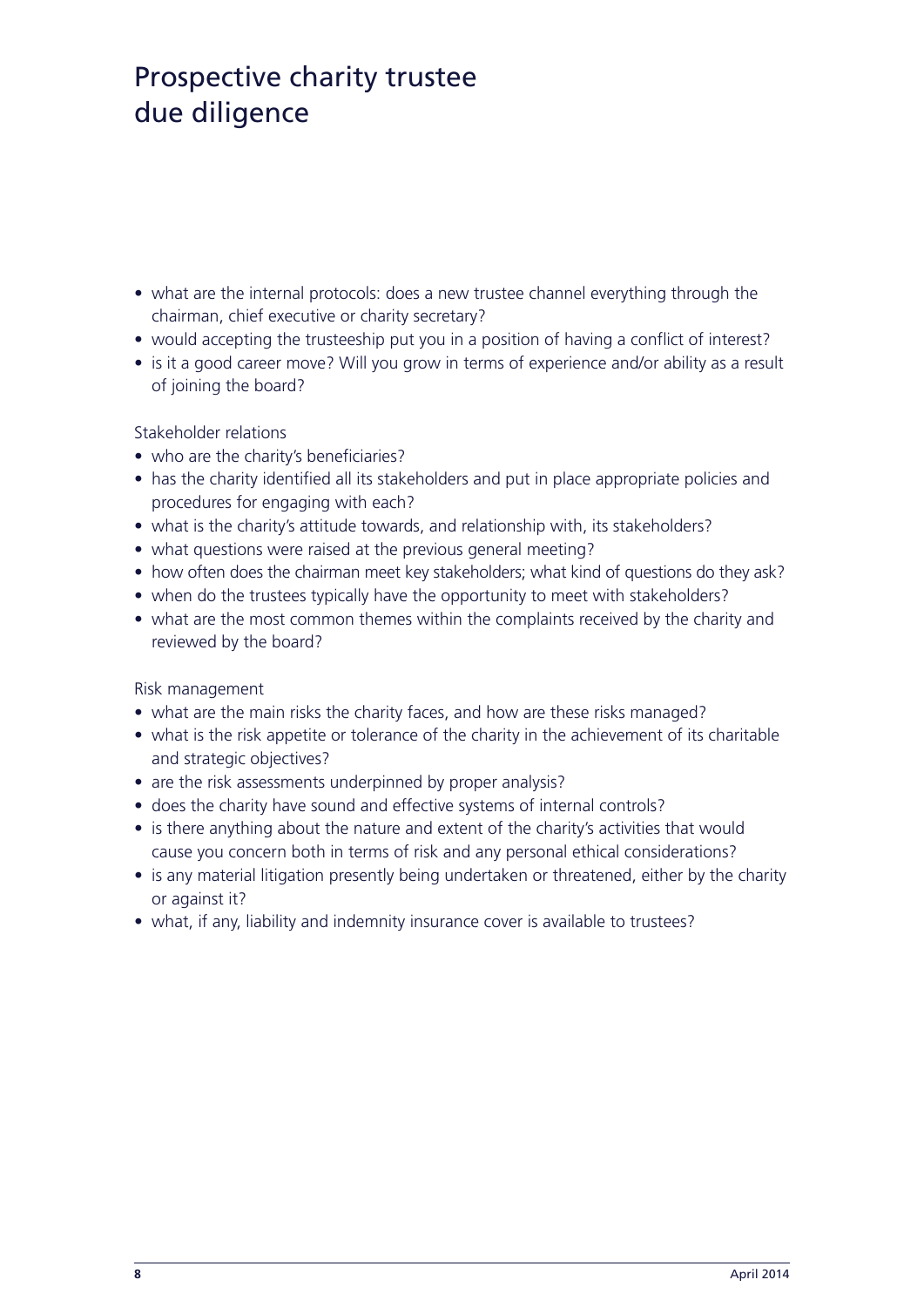# Prospective charity trustee due diligence

- what are the internal protocols: does a new trustee channel everything through the chairman, chief executive or charity secretary?
- would accepting the trusteeship put you in a position of having a conflict of interest?
- is it a good career move? Will you grow in terms of experience and/or ability as a result of joining the board?

Stakeholder relations

- who are the charity's beneficiaries?
- has the charity identified all its stakeholders and put in place appropriate policies and procedures for engaging with each?
- what is the charity's attitude towards, and relationship with, its stakeholders?
- what questions were raised at the previous general meeting?
- how often does the chairman meet key stakeholders; what kind of questions do they ask?
- when do the trustees typically have the opportunity to meet with stakeholders?
- what are the most common themes within the complaints received by the charity and reviewed by the board?

Risk management

- what are the main risks the charity faces, and how are these risks managed?
- what is the risk appetite or tolerance of the charity in the achievement of its charitable and strategic objectives?
- are the risk assessments underpinned by proper analysis?
- does the charity have sound and effective systems of internal controls?
- is there anything about the nature and extent of the charity's activities that would cause you concern both in terms of risk and any personal ethical considerations?
- is any material litigation presently being undertaken or threatened, either by the charity or against it?
- what, if any, liability and indemnity insurance cover is available to trustees?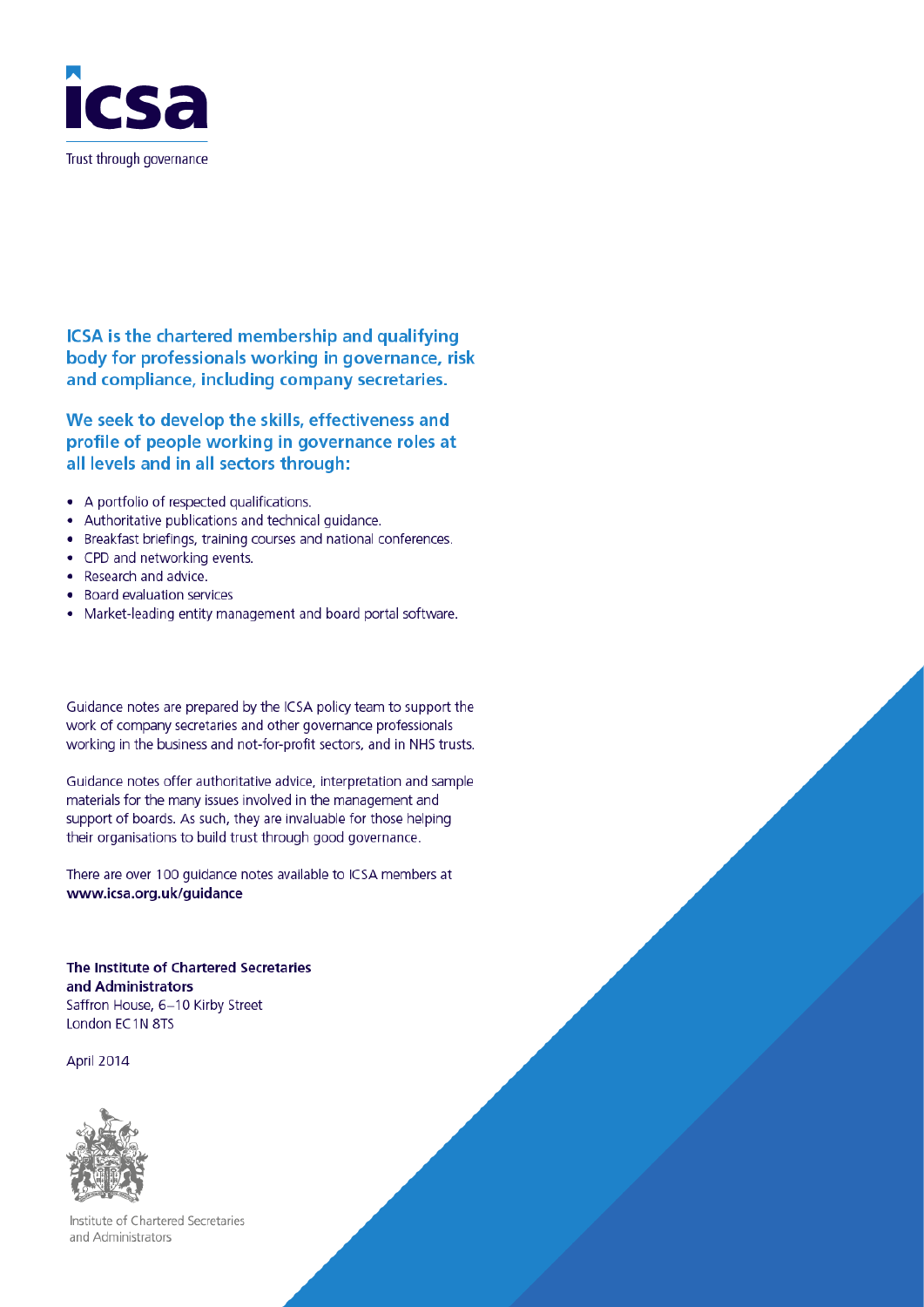icsa

Trust through governance

**ICSA is the chartered membership and qualifying body for professionals working in governance, risk and compliance, including company secretaries.**

**We seek to develop the skills, effectiveness and profile of people working in governance roles at all levels and in all sectors through:**

- A portfolio of respected qualifications.
- Authoritative publications and technical guidance.
- Breakfast briefings, training courses and national conferences.
- CPD and networking events.
- Research and advice.
- Board evaluation services
- Market-leading entity management and board portal software.

Guidance notes are prepared by the ICSA policy team to support the work of company secretaries and other governance professionals working in the business and not-for-profit sectors, and in NHS trusts.

Guidance notes offer authoritative advice, interpretation and sample materials for the many issues involved in the management and support of boards. As such, they are invaluable for those helping their organisations to build trust through good governance.

There are over 100 guidance notes available to ICSA members at **www.icsa.org.uk/guidance**

**The Institute of Chartered Secretaries and Administrators**
Saffron House, 6–10 Kirby Street
London EC1N 8TS

April 2014

Institute of Chartered Secretaries and Administrators